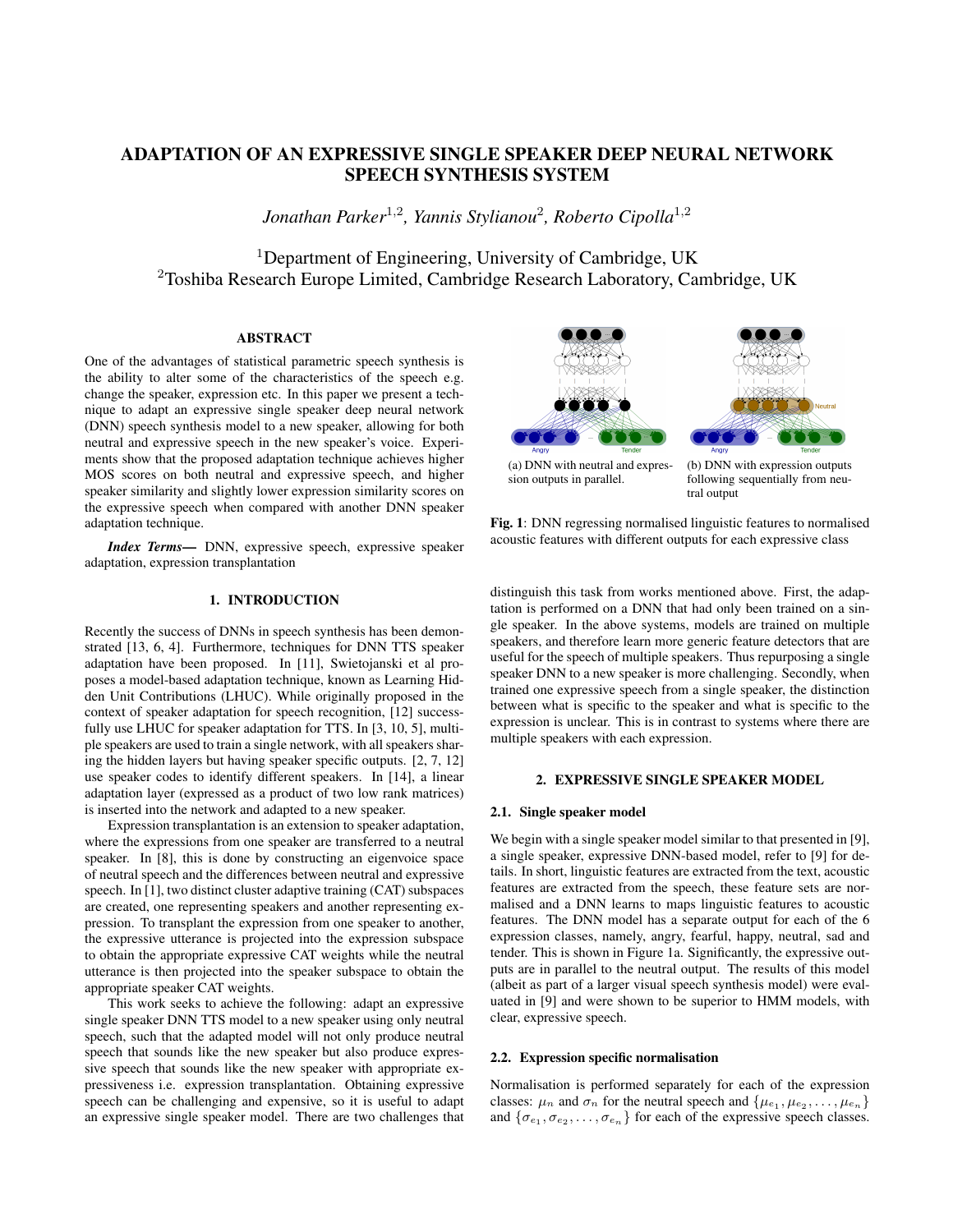# ADAPTATION OF AN EXPRESSIVE SINGLE SPEAKER DEEP NEURAL NETWORK SPEECH SYNTHESIS SYSTEM

*Jonathan Parker[1,2], Yannis Stylianou[2], Roberto Cipolla[1,2]*

[1]Department of Engineering, University of Cambridge, UK
[2]Toshiba Research Europe Limited, Cambridge Research Laboratory, Cambridge, UK

## ABSTRACT

One of the advantages of statistical parametric speech synthesis is the ability to alter some of the characteristics of the speech e.g. change the speaker, expression etc. In this paper we present a technique to adapt an expressive single speaker deep neural network (DNN) speech synthesis model to a new speaker, allowing for both neutral and expressive speech in the new speaker's voice. Experiments show that the proposed adaptation technique achieves higher MOS scores on both neutral and expressive speech, and higher speaker similarity and slightly lower expression similarity scores on the expressive speech when compared with another DNN speaker adaptation technique.

***Index Terms*—** DNN, expressive speech, expressive speaker adaptation, expression transplantation

## 1. INTRODUCTION

Recently the success of DNNs in speech synthesis has been demonstrated [13, 6, 4]. Furthermore, techniques for DNN TTS speaker adaptation have been proposed. In [11], Swietojanski et al proposes a model-based adaptation technique, known as Learning Hidden Unit Contributions (LHUC). While originally proposed in the context of speaker adaptation for speech recognition, [12] successfully use LHUC for speaker adaptation for TTS. In [3, 10, 5], multiple speakers are used to train a single network, with all speakers sharing the hidden layers but having speaker specific outputs. [2, 7, 12] use speaker codes to identify different speakers. In [14], a linear adaptation layer (expressed as a product of two low rank matrices) is inserted into the network and adapted to a new speaker.

Expression transplantation is an extension to speaker adaptation, where the expressions from one speaker are transferred to a neutral speaker. In [8], this is done by constructing an eigenvoice space of neutral speech and the differences between neutral and expressive speech. In [1], two distinct cluster adaptive training (CAT) subspaces are created, one representing speakers and another representing expression. To transplant the expression from one speaker to another, the expressive utterance is projected into the expression subspace to obtain the appropriate expressive CAT weights while the neutral utterance is then projected into the speaker subspace to obtain the appropriate speaker CAT weights.

This work seeks to achieve the following: adapt an expressive single speaker DNN TTS model to a new speaker using only neutral speech, such that the adapted model will not only produce neutral speech that sounds like the new speaker but also produce expressive speech that sounds like the new speaker with appropriate expressiveness i.e. expression transplantation. Obtaining expressive speech can be challenging and expensive, so it is useful to adapt an expressive single speaker model. There are two challenges that distinguish this task from works mentioned above. First, the adaptation is performed on a DNN that had only been trained on a single speaker. In the above systems, models are trained on multiple speakers, and therefore learn more generic feature detectors that are useful for the speech of multiple speakers. Thus repurposing a single speaker DNN to a new speaker is more challenging. Secondly, when trained one expressive speech from a single speaker, the distinction between what is specific to the speaker and what is specific to the expression is unclear. This is in contrast to systems where there are multiple speakers with each expression.

(a) DNN with neutral and expression outputs in parallel.

(b) DNN with expression outputs following sequentially from neutral output

**Fig. 1**: DNN regressing normalised linguistic features to normalised acoustic features with different outputs for each expressive class

## 2. EXPRESSIVE SINGLE SPEAKER MODEL

### 2.1. Single speaker model

We begin with a single speaker model similar to that presented in [9], a single speaker, expressive DNN-based model, refer to [9] for details. In short, linguistic features are extracted from the text, acoustic features are extracted from the speech, these feature sets are normalised and a DNN learns to maps linguistic features to acoustic features. The DNN model has a separate output for each of the 6 expression classes, namely, angry, fearful, happy, neutral, sad and tender. This is shown in Figure 1a. Significantly, the expressive outputs are in parallel to the neutral output. The results of this model (albeit as part of a larger visual speech synthesis model) were evaluated in [9] and were shown to be superior to HMM models, with clear, expressive speech.

### 2.2. Expression specific normalisation

Normalisation is performed separately for each of the expression classes: $\mu_n$ and $\sigma_n$ for the neutral speech and $\{\mu_{e_1}, \mu_{e_2}, \ldots, \mu_{e_n}\}$ and $\{\sigma_{e_1}, \sigma_{e_2}, \ldots, \sigma_{e_n}\}$ for each of the expressive speech classes.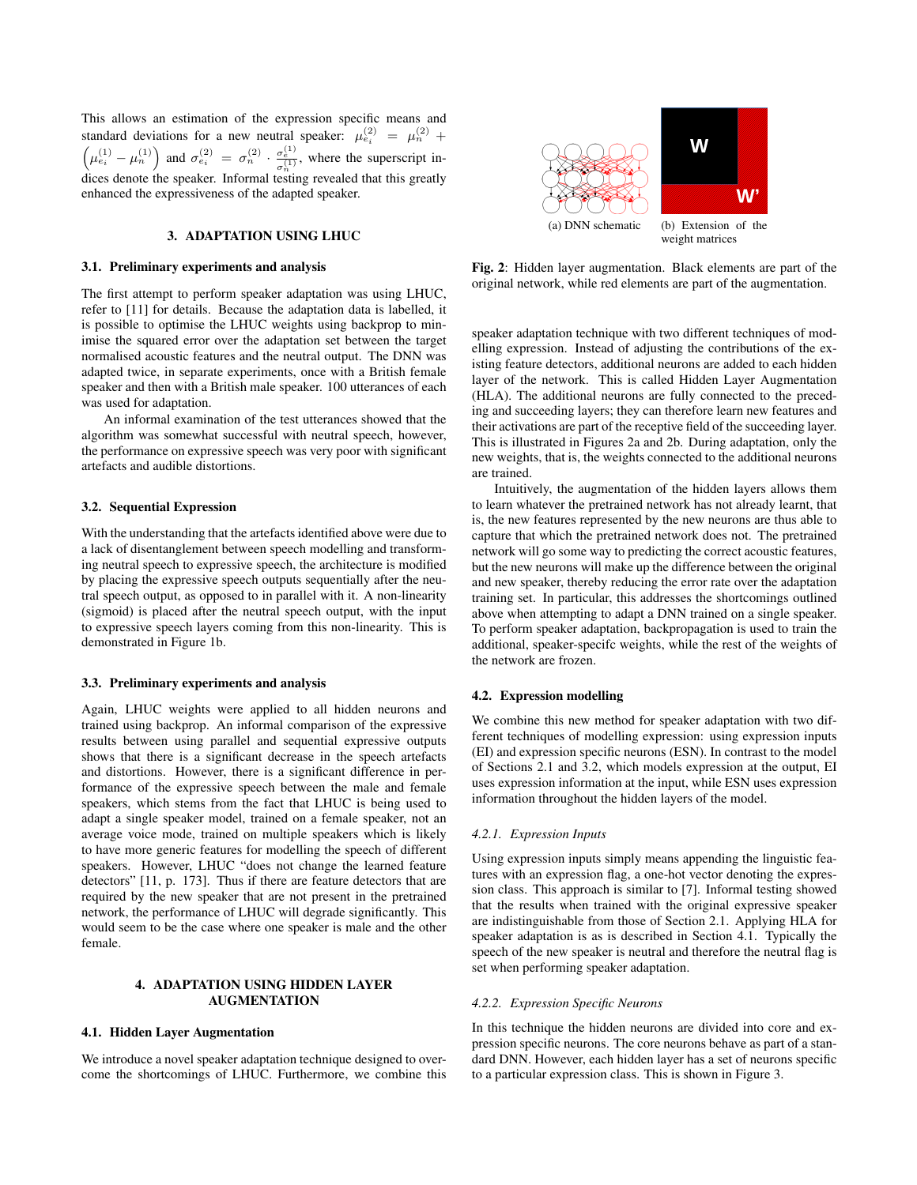This allows an estimation of the expression specific means and standard deviations for a new neutral speaker: $\mu_{e_i}^{(2)} = \mu_n^{(2)} + \left(\mu_{e_i}^{(1)} - \mu_n^{(1)}\right)$ and $\sigma_{e_i}^{(2)} = \sigma_n^{(2)} \cdot \frac{\sigma_e^{(1)}}{\sigma_n^{(1)}}$, where the superscript indices denote the speaker. Informal testing revealed that this greatly enhanced the expressiveness of the adapted speaker.

## 3. ADAPTATION USING LHUC

### 3.1. Preliminary experiments and analysis

The first attempt to perform speaker adaptation was using LHUC, refer to [11] for details. Because the adaptation data is labelled, it is possible to optimise the LHUC weights using backprop to minimise the squared error over the adaptation set between the target normalised acoustic features and the neutral output. The DNN was adapted twice, in separate experiments, once with a British female speaker and then with a British male speaker. 100 utterances of each was used for adaptation.

An informal examination of the test utterances showed that the algorithm was somewhat successful with neutral speech, however, the performance on expressive speech was very poor with significant artefacts and audible distortions.

### 3.2. Sequential Expression

With the understanding that the artefacts identified above were due to a lack of disentanglement between speech modelling and transforming neutral speech to expressive speech, the architecture is modified by placing the expressive speech outputs sequentially after the neutral speech output, as opposed to in parallel with it. A non-linearity (sigmoid) is placed after the neutral speech output, with the input to expressive speech layers coming from this non-linearity. This is demonstrated in Figure 1b.

### 3.3. Preliminary experiments and analysis

Again, LHUC weights were applied to all hidden neurons and trained using backprop. An informal comparison of the expressive results between using parallel and sequential expressive outputs shows that there is a significant decrease in the speech artefacts and distortions. However, there is a significant difference in performance of the expressive speech between the male and female speakers, which stems from the fact that LHUC is being used to adapt a single speaker model, trained on a female speaker, not an average voice mode, trained on multiple speakers which is likely to have more generic features for modelling the speech of different speakers. However, LHUC "does not change the learned feature detectors" [11, p. 173]. Thus if there are feature detectors that are required by the new speaker that are not present in the pretrained network, the performance of LHUC will degrade significantly. This would seem to be the case where one speaker is male and the other female.

## 4. ADAPTATION USING HIDDEN LAYER AUGMENTATION

### 4.1. Hidden Layer Augmentation

We introduce a novel speaker adaptation technique designed to overcome the shortcomings of LHUC. Furthermore, we combine this speaker adaptation technique with two different techniques of modelling expression. Instead of adjusting the contributions of the existing feature detectors, additional neurons are added to each hidden layer of the network. This is called Hidden Layer Augmentation (HLA). The additional neurons are fully connected to the preceding and succeeding layers; they can therefore learn new features and their activations are part of the receptive field of the succeeding layer. This is illustrated in Figures 2a and 2b. During adaptation, only the new weights, that is, the weights connected to the additional neurons are trained.

(a) DNN schematic (b) Extension of the weight matrices

**Fig. 2**: Hidden layer augmentation. Black elements are part of the original network, while red elements are part of the augmentation.

Intuitively, the augmentation of the hidden layers allows them to learn whatever the pretrained network has not already learnt, that is, the new features represented by the new neurons are thus able to capture that which the pretrained network does not. The pretrained network will go some way to predicting the correct acoustic features, but the new neurons will make up the difference between the original and new speaker, thereby reducing the error rate over the adaptation training set. In particular, this addresses the shortcomings outlined above when attempting to adapt a DNN trained on a single speaker. To perform speaker adaptation, backpropagation is used to train the additional, speaker-specifc weights, while the rest of the weights of the network are frozen.

### 4.2. Expression modelling

We combine this new method for speaker adaptation with two different techniques of modelling expression: using expression inputs (EI) and expression specific neurons (ESN). In contrast to the model of Sections 2.1 and 3.2, which models expression at the output, EI uses expression information at the input, while ESN uses expression information throughout the hidden layers of the model.

#### *4.2.1. Expression Inputs*

Using expression inputs simply means appending the linguistic features with an expression flag, a one-hot vector denoting the expression class. This approach is similar to [7]. Informal testing showed that the results when trained with the original expressive speaker are indistinguishable from those of Section 2.1. Applying HLA for speaker adaptation is as is described in Section 4.1. Typically the speech of the new speaker is neutral and therefore the neutral flag is set when performing speaker adaptation.

#### *4.2.2. Expression Specific Neurons*

In this technique the hidden neurons are divided into core and expression specific neurons. The core neurons behave as part of a standard DNN. However, each hidden layer has a set of neurons specific to a particular expression class. This is shown in Figure 3.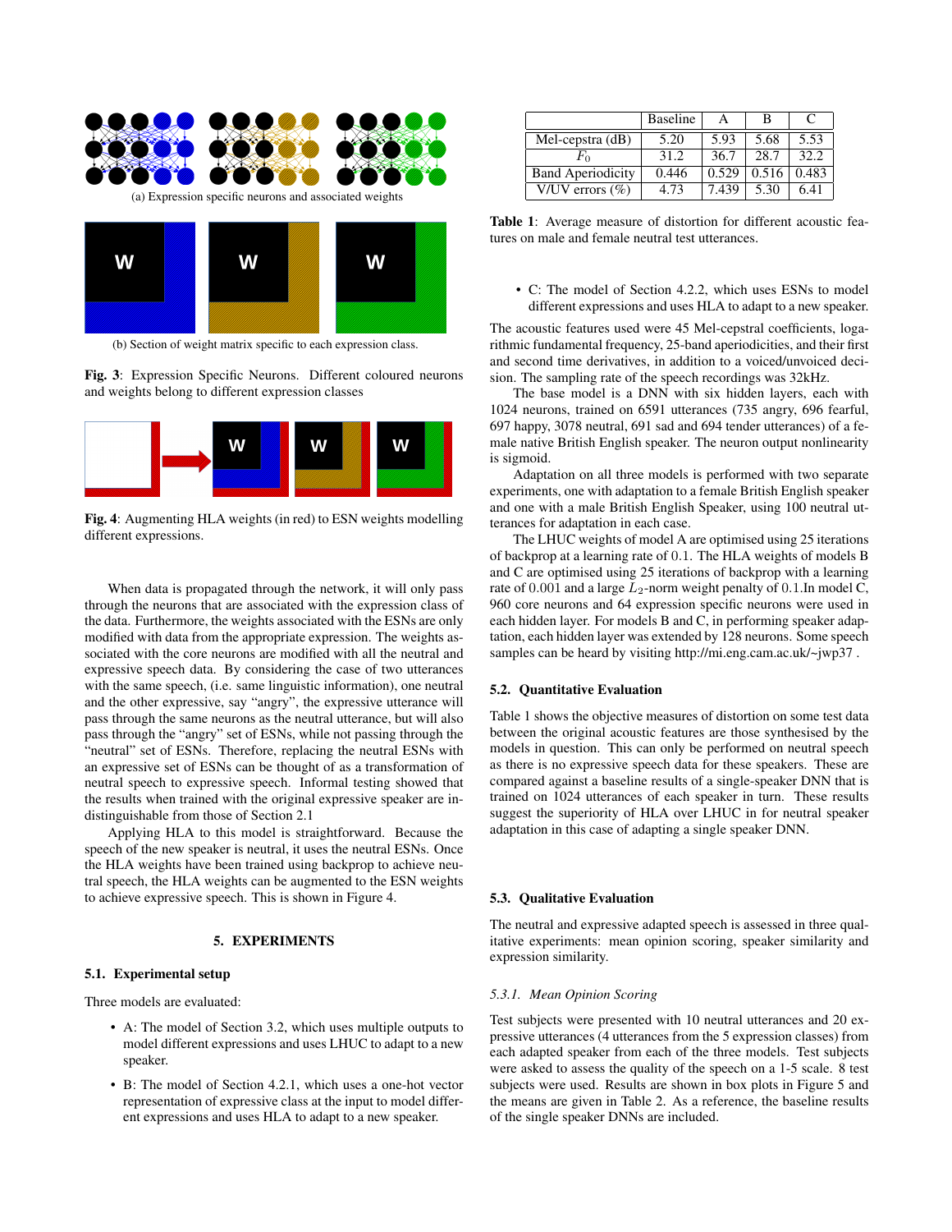(a) Expression specific neurons and associated weights

(b) Section of weight matrix specific to each expression class.

**Fig. 3**: Expression Specific Neurons. Different coloured neurons and weights belong to different expression classes

**Fig. 4**: Augmenting HLA weights (in red) to ESN weights modelling different expressions.

When data is propagated through the network, it will only pass through the neurons that are associated with the expression class of the data. Furthermore, the weights associated with the ESNs are only modified with data from the appropriate expression. The weights associated with the core neurons are modified with all the neutral and expressive speech data. By considering the case of two utterances with the same speech, (i.e. same linguistic information), one neutral and the other expressive, say "angry", the expressive utterance will pass through the same neurons as the neutral utterance, but will also pass through the "angry" set of ESNs, while not passing through the "neutral" set of ESNs. Therefore, replacing the neutral ESNs with an expressive set of ESNs can be thought of as a transformation of neutral speech to expressive speech. Informal testing showed that the results when trained with the original expressive speaker are indistinguishable from those of Section 2.1

Applying HLA to this model is straightforward. Because the speech of the new speaker is neutral, it uses the neutral ESNs. Once the HLA weights have been trained using backprop to achieve neutral speech, the HLA weights can be augmented to the ESN weights to achieve expressive speech. This is shown in Figure 4.

## 5. EXPERIMENTS

### 5.1. Experimental setup

Three models are evaluated:

- A: The model of Section 3.2, which uses multiple outputs to model different expressions and uses LHUC to adapt to a new speaker.
- B: The model of Section 4.2.1, which uses a one-hot vector representation of expressive class at the input to model different expressions and uses HLA to adapt to a new speaker.
- C: The model of Section 4.2.2, which uses ESNs to model different expressions and uses HLA to adapt to a new speaker.

| | Baseline | A | B | C |
|---|---|---|---|---|
| Mel-cepstra (dB) | 5.20 | 5.93 | 5.68 | 5.53 |
| $F_0$ | 31.2 | 36.7 | 28.7 | 32.2 |
| Band Aperiodicity | 0.446 | 0.529 | 0.516 | 0.483 |
| V/UV errors (%) | 4.73 | 7.439 | 5.30 | 6.41 |

**Table 1**: Average measure of distortion for different acoustic features on male and female neutral test utterances.

The acoustic features used were 45 Mel-cepstral coefficients, logarithmic fundamental frequency, 25-band aperiodicities, and their first and second time derivatives, in addition to a voiced/unvoiced decision. The sampling rate of the speech recordings was 32kHz.

The base model is a DNN with six hidden layers, each with 1024 neurons, trained on 6591 utterances (735 angry, 696 fearful, 697 happy, 3078 neutral, 691 sad and 694 tender utterances) of a female native British English speaker. The neuron output nonlinearity is sigmoid.

Adaptation on all three models is performed with two separate experiments, one with adaptation to a female British English speaker and one with a male British English Speaker, using 100 neutral utterances for adaptation in each case.

The LHUC weights of model A are optimised using 25 iterations of backprop at a learning rate of 0.1. The HLA weights of models B and C are optimised using 25 iterations of backprop with a learning rate of 0.001 and a large $L_2$-norm weight penalty of 0.1.In model C, 960 core neurons and 64 expression specific neurons were used in each hidden layer. For models B and C, in performing speaker adaptation, each hidden layer was extended by 128 neurons. Some speech samples can be heard by visiting http://mi.eng.cam.ac.uk/~jwp37 .

### 5.2. Quantitative Evaluation

Table 1 shows the objective measures of distortion on some test data between the original acoustic features are those synthesised by the models in question. This can only be performed on neutral speech as there is no expressive speech data for these speakers. These are compared against a baseline results of a single-speaker DNN that is trained on 1024 utterances of each speaker in turn. These results suggest the superiority of HLA over LHUC in for neutral speaker adaptation in this case of adapting a single speaker DNN.

### 5.3. Qualitative Evaluation

The neutral and expressive adapted speech is assessed in three qualitative experiments: mean opinion scoring, speaker similarity and expression similarity.

#### *5.3.1. Mean Opinion Scoring*

Test subjects were presented with 10 neutral utterances and 20 expressive utterances (4 utterances from the 5 expression classes) from each adapted speaker from each of the three models. Test subjects were asked to assess the quality of the speech on a 1-5 scale. 8 test subjects were used. Results are shown in box plots in Figure 5 and the means are given in Table 2. As a reference, the baseline results of the single speaker DNNs are included.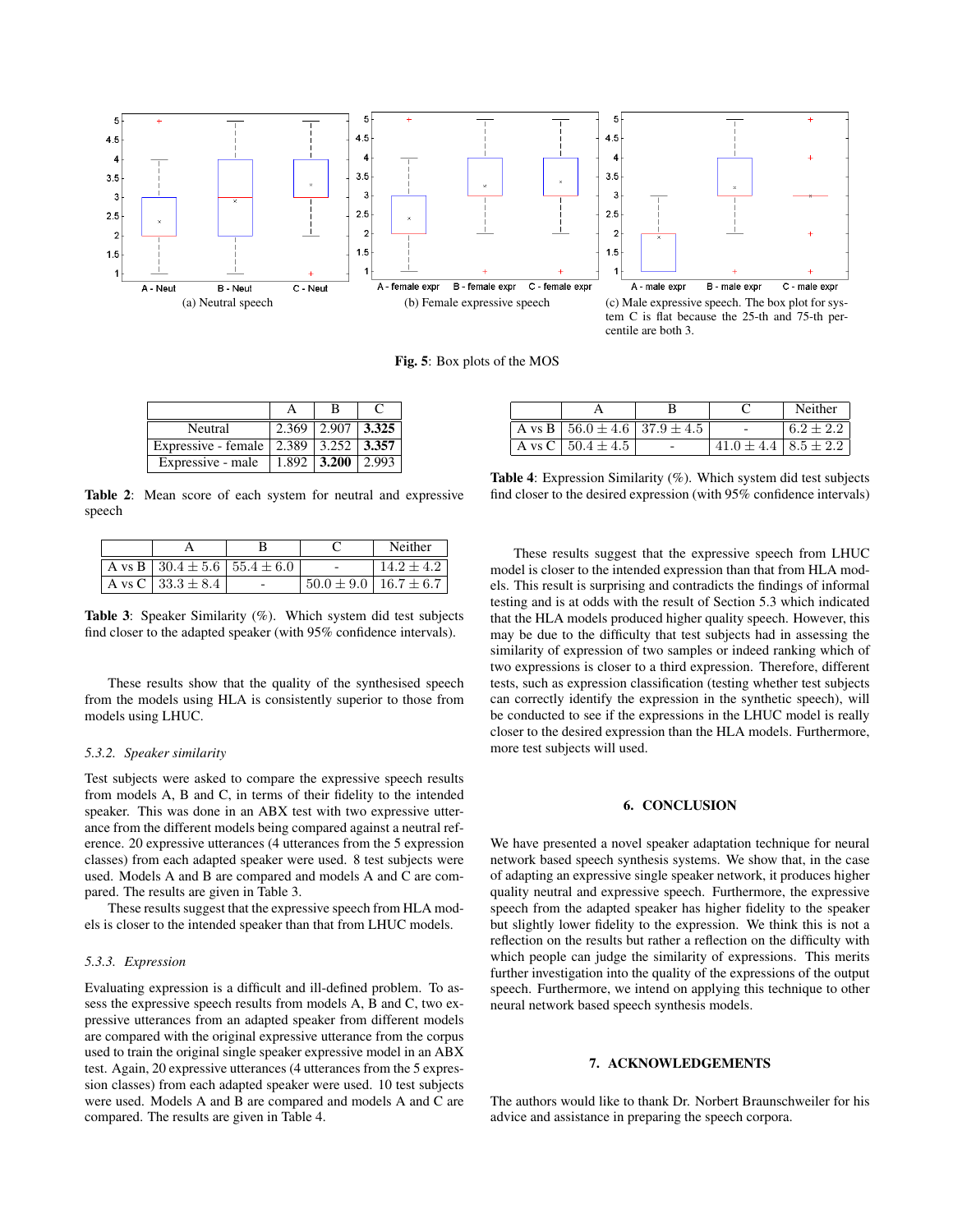(a) Neutral speech

(b) Female expressive speech

(c) Male expressive speech. The box plot for system C is flat because the 25-th and 75-th percentile are both 3.

**Fig. 5**: Box plots of the MOS

| | A | B | C |
|---|---|---|---|
| Neutral | 2.369 | 2.907 | **3.325** |
| Expressive - female | 2.389 | 3.252 | **3.357** |
| Expressive - male | 1.892 | **3.200** | 2.993 |

**Table 2**: Mean score of each system for neutral and expressive speech

| | A | B | C | Neither |
|---|---|---|---|---|
| A vs B | $30.4 \pm 5.6$ | $55.4 \pm 6.0$ | - | $14.2 \pm 4.2$ |
| A vs C | $33.3 \pm 8.4$ | - | $50.0 \pm 9.0$ | $16.7 \pm 6.7$ |

**Table 3**: Speaker Similarity (%). Which system did test subjects find closer to the adapted speaker (with 95% confidence intervals).

These results show that the quality of the synthesised speech from the models using HLA is consistently superior to those from models using LHUC.

### 5.3.2. Speaker similarity

Test subjects were asked to compare the expressive speech results from models A, B and C, in terms of their fidelity to the intended speaker. This was done in an ABX test with two expressive utterance from the different models being compared against a neutral reference. 20 expressive utterances (4 utterances from the 5 expression classes) from each adapted speaker were used. 8 test subjects were used. Models A and B are compared and models A and C are compared. The results are given in Table 3.

These results suggest that the expressive speech from HLA models is closer to the intended speaker than that from LHUC models.

### 5.3.3. Expression

Evaluating expression is a difficult and ill-defined problem. To assess the expressive speech results from models A, B and C, two expressive utterances from an adapted speaker from different models are compared with the original expressive utterance from the corpus used to train the original single speaker expressive model in an ABX test. Again, 20 expressive utterances (4 utterances from the 5 expression classes) from each adapted speaker were used. 10 test subjects were used. Models A and B are compared and models A and C are compared. The results are given in Table 4.

| | A | B | C | Neither |
|---|---|---|---|---|
| A vs B | $56.0 \pm 4.6$ | $37.9 \pm 4.5$ | - | $6.2 \pm 2.2$ |
| A vs C | $50.4 \pm 4.5$ | - | $41.0 \pm 4.4$ | $8.5 \pm 2.2$ |

**Table 4**: Expression Similarity (%). Which system did test subjects find closer to the desired expression (with 95% confidence intervals)

These results suggest that the expressive speech from LHUC model is closer to the intended expression than that from HLA models. This result is surprising and contradicts the findings of informal testing and is at odds with the result of Section 5.3 which indicated that the HLA models produced higher quality speech. However, this may be due to the difficulty that test subjects had in assessing the similarity of expression of two samples or indeed ranking which of two expressions is closer to a third expression. Therefore, different tests, such as expression classification (testing whether test subjects can correctly identify the expression in the synthetic speech), will be conducted to see if the expressions in the LHUC model is really closer to the desired expression than the HLA models. Furthermore, more test subjects will used.

## 6. CONCLUSION

We have presented a novel speaker adaptation technique for neural network based speech synthesis systems. We show that, in the case of adapting an expressive single speaker network, it produces higher quality neutral and expressive speech. Furthermore, the expressive speech from the adapted speaker has higher fidelity to the speaker but slightly lower fidelity to the expression. We think this is not a reflection on the results but rather a reflection on the difficulty with which people can judge the similarity of expressions. This merits further investigation into the quality of the expressions of the output speech. Furthermore, we intend on applying this technique to other neural network based speech synthesis models.

## 7. ACKNOWLEDGEMENTS

The authors would like to thank Dr. Norbert Braunschweiler for his advice and assistance in preparing the speech corpora.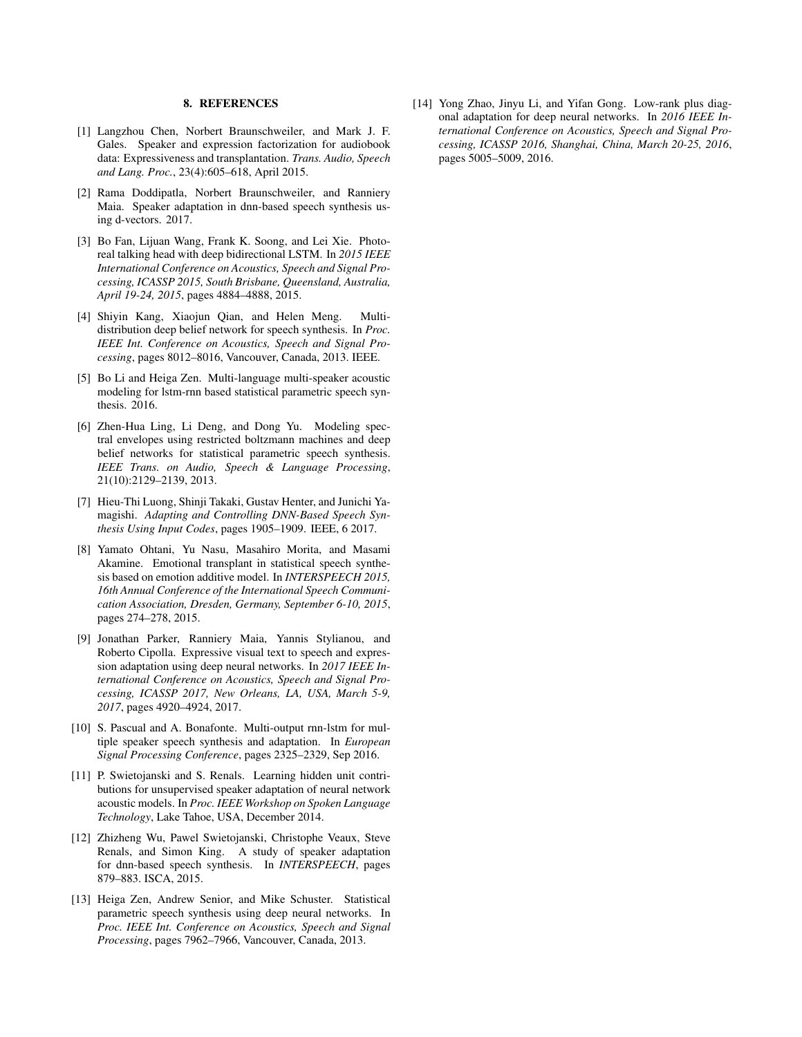## 8. REFERENCES

[1] Langzhou Chen, Norbert Braunschweiler, and Mark J. F. Gales. Speaker and expression factorization for audiobook data: Expressiveness and transplantation. *Trans. Audio, Speech and Lang. Proc.*, 23(4):605–618, April 2015.

[2] Rama Doddipatla, Norbert Braunschweiler, and Ranniery Maia. Speaker adaptation in dnn-based speech synthesis using d-vectors. 2017.

[3] Bo Fan, Lijuan Wang, Frank K. Soong, and Lei Xie. Photo-real talking head with deep bidirectional LSTM. In *2015 IEEE International Conference on Acoustics, Speech and Signal Processing, ICASSP 2015, South Brisbane, Queensland, Australia, April 19-24, 2015*, pages 4884–4888, 2015.

[4] Shiyin Kang, Xiaojun Qian, and Helen Meng. Multi-distribution deep belief network for speech synthesis. In *Proc. IEEE Int. Conference on Acoustics, Speech and Signal Processing*, pages 8012–8016, Vancouver, Canada, 2013. IEEE.

[5] Bo Li and Heiga Zen. Multi-language multi-speaker acoustic modeling for lstm-rnn based statistical parametric speech synthesis. 2016.

[6] Zhen-Hua Ling, Li Deng, and Dong Yu. Modeling spectral envelopes using restricted boltzmann machines and deep belief networks for statistical parametric speech synthesis. *IEEE Trans. on Audio, Speech & Language Processing*, 21(10):2129–2139, 2013.

[7] Hieu-Thi Luong, Shinji Takaki, Gustav Henter, and Junichi Yamagishi. *Adapting and Controlling DNN-Based Speech Synthesis Using Input Codes*, pages 1905–1909. IEEE, 6 2017.

[8] Yamato Ohtani, Yu Nasu, Masahiro Morita, and Masami Akamine. Emotional transplant in statistical speech synthesis based on emotion additive model. In *INTERSPEECH 2015, 16th Annual Conference of the International Speech Communication Association, Dresden, Germany, September 6-10, 2015*, pages 274–278, 2015.

[9] Jonathan Parker, Ranniery Maia, Yannis Stylianou, and Roberto Cipolla. Expressive visual text to speech and expression adaptation using deep neural networks. In *2017 IEEE International Conference on Acoustics, Speech and Signal Processing, ICASSP 2017, New Orleans, LA, USA, March 5-9, 2017*, pages 4920–4924, 2017.

[10] S. Pascual and A. Bonafonte. Multi-output rnn-lstm for multiple speaker speech synthesis and adaptation. In *European Signal Processing Conference*, pages 2325–2329, Sep 2016.

[11] P. Swietojanski and S. Renals. Learning hidden unit contributions for unsupervised speaker adaptation of neural network acoustic models. In *Proc. IEEE Workshop on Spoken Language Technology*, Lake Tahoe, USA, December 2014.

[12] Zhizheng Wu, Pawel Swietojanski, Christophe Veaux, Steve Renals, and Simon King. A study of speaker adaptation for dnn-based speech synthesis. In *INTERSPEECH*, pages 879–883. ISCA, 2015.

[13] Heiga Zen, Andrew Senior, and Mike Schuster. Statistical parametric speech synthesis using deep neural networks. In *Proc. IEEE Int. Conference on Acoustics, Speech and Signal Processing*, pages 7962–7966, Vancouver, Canada, 2013.

[14] Yong Zhao, Jinyu Li, and Yifan Gong. Low-rank plus diagonal adaptation for deep neural networks. In *2016 IEEE International Conference on Acoustics, Speech and Signal Processing, ICASSP 2016, Shanghai, China, March 20-25, 2016*, pages 5005–5009, 2016.